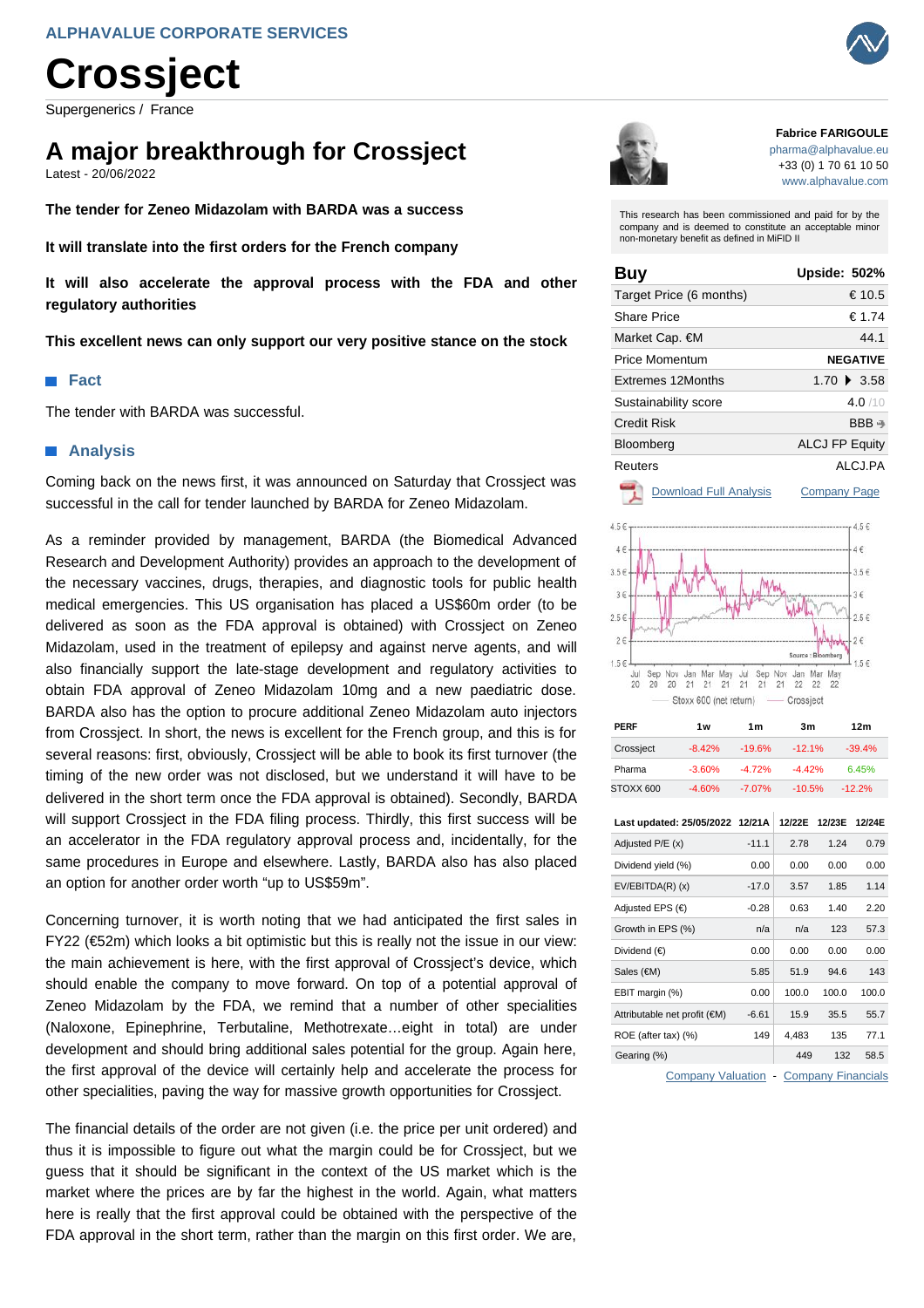ALPHAVALUE CORPORATE SERVICES

# Crossject

Supergenerics / France

## A major breakthrough for Crossject

Latest - 20/06/2022

**The tender for Zeneo Midazolam with BARDA was a success**

**It will translate into the first orders for the French company**

**It will also accelerate the approval process with the FDA and other regulatory authorities**

**This excellent news can only support our very positive stance on the stock**

### Fact

The tender with BARDA was successful.

### Analysis

Coming back on the news first, it was announced on Saturday that Crossject was successful in the call for tender launched by BARDA for Zeneo Midazolam.

As a reminder provided by management, BARDA (the Biomedical Advanced Research and Development Authority) provides an approach to the development of the necessary vaccines, drugs, therapies, and diagnostic tools for public health medical emergencies. This US organisation has placed a US$60m order (to be delivered as soon as the FDA approval is obtained) with Crossject on Zeneo Midazolam, used in the treatment of epilepsy and against nerve agents, and will also financially support the late-stage development and regulatory activities to obtain FDA approval of Zeneo Midazolam 10mg and a new paediatric dose. BARDA also has the option to procure additional Zeneo Midazolam auto injectors from Crossject. In short, the news is excellent for the French group, and this is for several reasons: first, obviously, Crossject will be able to book its first turnover (the timing of the new order was not disclosed, but we understand it will have to be delivered in the short term once the FDA approval is obtained). Secondly, BARDA will support Crossject in the FDA filing process. Thirdly, this first success will be an accelerator in the FDA regulatory approval process and, incidentally, for the same procedures in Europe and elsewhere. Lastly, BARDA also has also placed an option for another order worth "up to US$59m".

Concerning turnover, it is worth noting that we had anticipated the first sales in FY22 (€52m) which looks a bit optimistic but this is really not the issue in our view: the main achievement is here, with the first approval of Crossject's device, which should enable the company to move forward. On top of a potential approval of Zeneo Midazolam by the FDA, we remind that a number of other specialities (Naloxone, Epinephrine, Terbutaline, Methotrexate…eight in total) are under development and should bring additional sales potential for the group. Again here, the first approval of the device will certainly help and accelerate the process for other specialities, paving the way for massive growth opportunities for Crossject.

The financial details of the order are not given (i.e. the price per unit ordered) and thus it is impossible to figure out what the margin could be for Crossject, but we guess that it should be significant in the context of the US market which is the market where the prices are by far the highest in the world. Again, what matters here is really that the first approval could be obtained with the perspective of the FDA approval in the short term, rather than the margin on this first order. We are,

---

**Fabrice FARIGOULE**
pharma@alphavalue.eu
+33 (0) 1 70 61 10 50
www.alphavalue.com

This research has been commissioned and paid for by the company and is deemed to constitute an acceptable minor non-monetary benefit as defined in MiFID II

| **Buy** | **Upside: 502%** |
|---|---|
| Target Price (6 months) | € 10.5 |
| Share Price | € 1.74 |
| Market Cap. €M | 44.1 |
| Price Momentum | NEGATIVE |
| Extremes 12Months | 1.70 ▶ 3.58 |
| Sustainability score | 4.0 /10 |
| Credit Risk | BBB ➔ |
| Bloomberg | ALCJ FP Equity |
| Reuters | ALCJ.PA |

Download Full Analysis | Company Page

| PERF | 1w | 1m | 3m | 12m |
|---|---|---|---|---|
| Crossject | -8.42% | -19.6% | -12.1% | -39.4% |
| Pharma | -3.60% | -4.72% | -4.42% | 6.45% |
| STOXX 600 | -4.60% | -7.07% | -10.5% | -12.2% |

| Last updated: 25/05/2022 | 12/21A | 12/22E | 12/23E | 12/24E |
|---|---|---|---|---|
| Adjusted P/E (x) | -11.1 | 2.78 | 1.24 | 0.79 |
| Dividend yield (%) | 0.00 | 0.00 | 0.00 | 0.00 |
| EV/EBITDA(R) (x) | -17.0 | 3.57 | 1.85 | 1.14 |
| Adjusted EPS (€) | -0.28 | 0.63 | 1.40 | 2.20 |
| Growth in EPS (%) | n/a | n/a | 123 | 57.3 |
| Dividend (€) | 0.00 | 0.00 | 0.00 | 0.00 |
| Sales (€M) | 5.85 | 51.9 | 94.6 | 143 |
| EBIT margin (%) | 0.00 | 100.0 | 100.0 | 100.0 |
| Attributable net profit (€M) | -6.61 | 15.9 | 35.5 | 55.7 |
| ROE (after tax) (%) | 149 | 4,483 | 135 | 77.1 |
| Gearing (%) | | 449 | 132 | 58.5 |

Company Valuation - Company Financials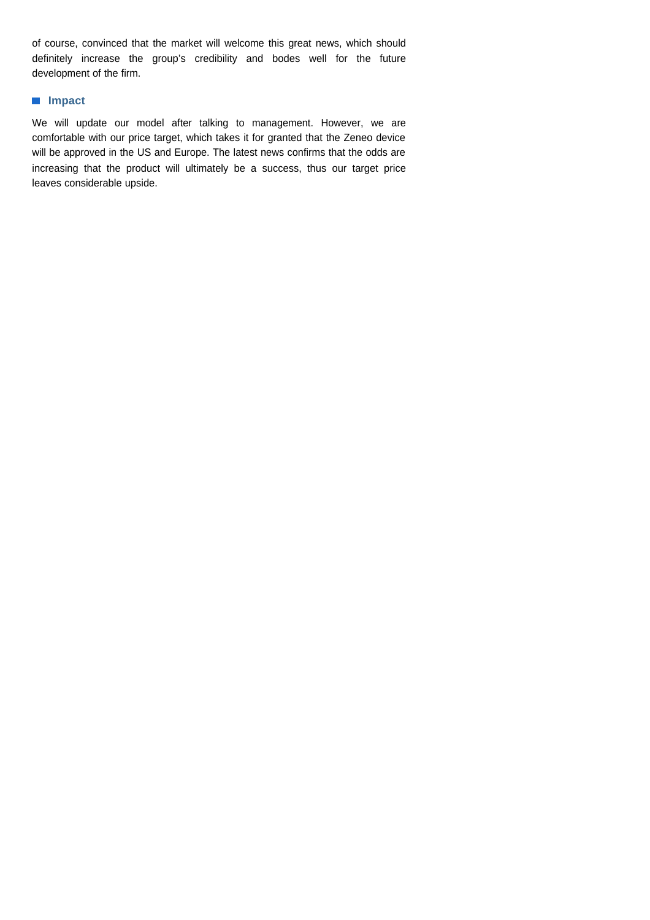of course, convinced that the market will welcome this great news, which should definitely increase the group's credibility and bodes well for the future development of the firm.

## Impact

We will update our model after talking to management. However, we are comfortable with our price target, which takes it for granted that the Zeneo device will be approved in the US and Europe. The latest news confirms that the odds are increasing that the product will ultimately be a success, thus our target price leaves considerable upside.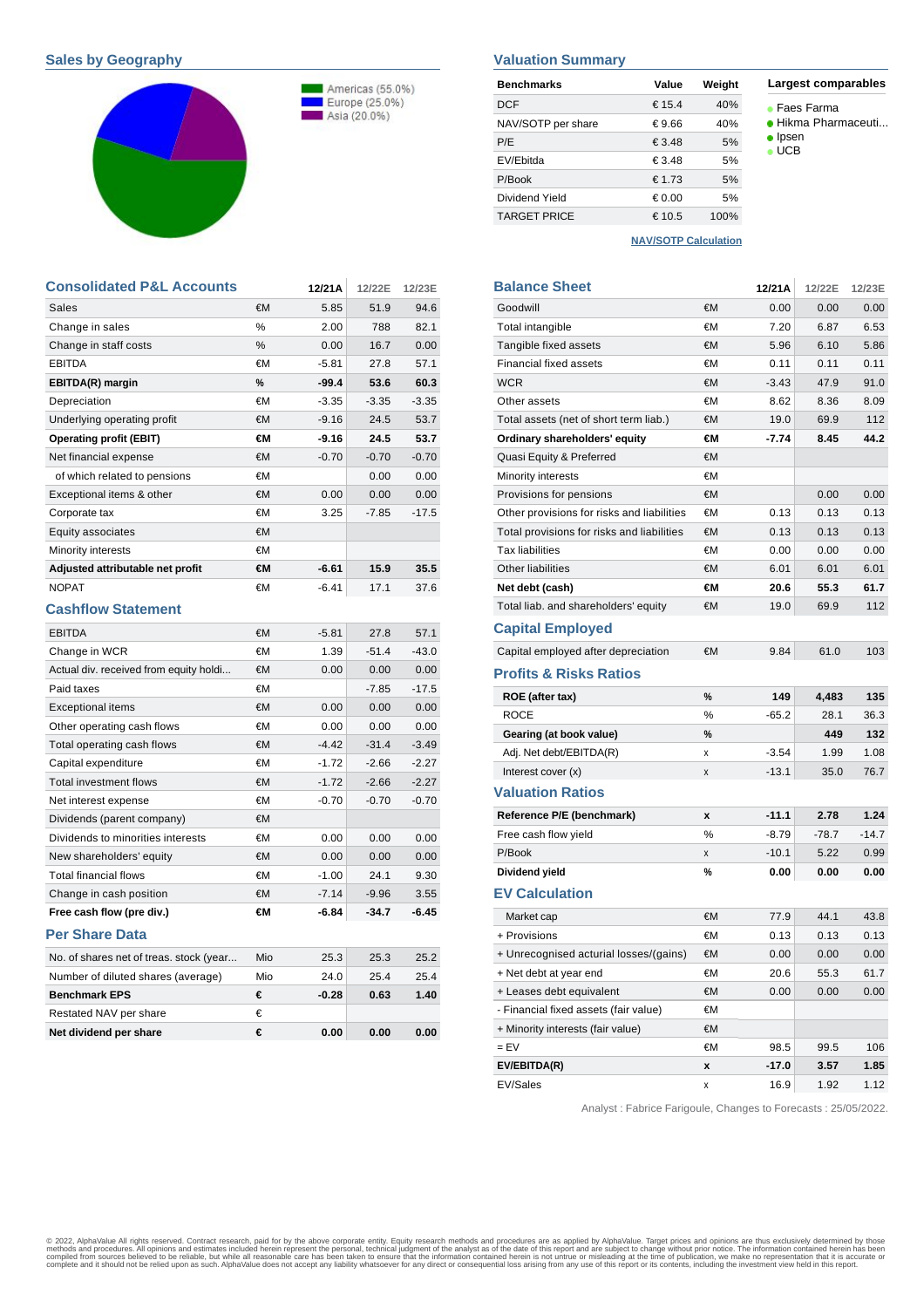## Sales by Geography

Americas (55.0%)
Europe (25.0%)
Asia (20.0%)

## Valuation Summary

| Benchmarks | Value | Weight |
|---|---|---|
| DCF | € 15.4 | 40% |
| NAV/SOTP per share | € 9.66 | 40% |
| P/E | € 3.48 | 5% |
| EV/Ebitda | € 3.48 | 5% |
| P/Book | € 1.73 | 5% |
| Dividend Yield | € 0.00 | 5% |
| TARGET PRICE | € 10.5 | 100% |

NAV/SOTP Calculation

**Largest comparables**

- Faes Farma
- Hikma Pharmaceuti...
- Ipsen
- UCB

## Consolidated P&L Accounts

| | | 12/21A | 12/22E | 12/23E |
|---|---|---|---|---|
| Sales | €M | 5.85 | 51.9 | 94.6 |
| Change in sales | % | 2.00 | 788 | 82.1 |
| Change in staff costs | % | 0.00 | 16.7 | 0.00 |
| EBITDA | €M | -5.81 | 27.8 | 57.1 |
| **EBITDA(R) margin** | **%** | **-99.4** | **53.6** | **60.3** |
| Depreciation | €M | -3.35 | -3.35 | -3.35 |
| Underlying operating profit | €M | -9.16 | 24.5 | 53.7 |
| **Operating profit (EBIT)** | **€M** | **-9.16** | **24.5** | **53.7** |
| Net financial expense | €M | -0.70 | -0.70 | -0.70 |
| of which related to pensions | €M | | 0.00 | 0.00 |
| Exceptional items & other | €M | 0.00 | 0.00 | 0.00 |
| Corporate tax | €M | 3.25 | -7.85 | -17.5 |
| Equity associates | €M | | | |
| Minority interests | €M | | | |
| **Adjusted attributable net profit** | **€M** | **-6.61** | **15.9** | **35.5** |
| NOPAT | €M | -6.41 | 17.1 | 37.6 |

## Cashflow Statement

| | | 12/21A | 12/22E | 12/23E |
|---|---|---|---|---|
| EBITDA | €M | -5.81 | 27.8 | 57.1 |
| Change in WCR | €M | 1.39 | -51.4 | -43.0 |
| Actual div. received from equity holdi... | €M | 0.00 | 0.00 | 0.00 |
| Paid taxes | €M | | -7.85 | -17.5 |
| Exceptional items | €M | 0.00 | 0.00 | 0.00 |
| Other operating cash flows | €M | 0.00 | 0.00 | 0.00 |
| Total operating cash flows | €M | -4.42 | -31.4 | -3.49 |
| Capital expenditure | €M | -1.72 | -2.66 | -2.27 |
| Total investment flows | €M | -1.72 | -2.66 | -2.27 |
| Net interest expense | €M | -0.70 | -0.70 | -0.70 |
| Dividends (parent company) | €M | | | |
| Dividends to minorities interests | €M | 0.00 | 0.00 | 0.00 |
| New shareholders' equity | €M | 0.00 | 0.00 | 0.00 |
| Total financial flows | €M | -1.00 | 24.1 | 9.30 |
| Change in cash position | €M | -7.14 | -9.96 | 3.55 |
| **Free cash flow (pre div.)** | **€M** | **-6.84** | **-34.7** | **-6.45** |

## Per Share Data

| | | 12/21A | 12/22E | 12/23E |
|---|---|---|---|---|
| No. of shares net of treas. stock (year... | Mio | 25.3 | 25.3 | 25.2 |
| Number of diluted shares (average) | Mio | 24.0 | 25.4 | 25.4 |
| **Benchmark EPS** | **€** | **-0.28** | **0.63** | **1.40** |
| Restated NAV per share | € | | | |
| **Net dividend per share** | **€** | **0.00** | **0.00** | **0.00** |

## Balance Sheet

| | | 12/21A | 12/22E | 12/23E |
|---|---|---|---|---|
| Goodwill | €M | 0.00 | 0.00 | 0.00 |
| Total intangible | €M | 7.20 | 6.87 | 6.53 |
| Tangible fixed assets | €M | 5.96 | 6.10 | 5.86 |
| Financial fixed assets | €M | 0.11 | 0.11 | 0.11 |
| WCR | €M | -3.43 | 47.9 | 91.0 |
| Other assets | €M | 8.62 | 8.36 | 8.09 |
| Total assets (net of short term liab.) | €M | 19.0 | 69.9 | 112 |
| **Ordinary shareholders' equity** | **€M** | **-7.74** | **8.45** | **44.2** |
| Quasi Equity & Preferred | €M | | | |
| Minority interests | €M | | | |
| Provisions for pensions | €M | | 0.00 | 0.00 |
| Other provisions for risks and liabilities | €M | 0.13 | 0.13 | 0.13 |
| Total provisions for risks and liabilities | €M | 0.13 | 0.13 | 0.13 |
| Tax liabilities | €M | 0.00 | 0.00 | 0.00 |
| Other liabilities | €M | 6.01 | 6.01 | 6.01 |
| **Net debt (cash)** | **€M** | **20.6** | **55.3** | **61.7** |
| Total liab. and shareholders' equity | €M | 19.0 | 69.9 | 112 |

## Capital Employed

| | | 12/21A | 12/22E | 12/23E |
|---|---|---|---|---|
| Capital employed after depreciation | €M | 9.84 | 61.0 | 103 |

## Profits & Risks Ratios

| | | 12/21A | 12/22E | 12/23E |
|---|---|---|---|---|
| **ROE (after tax)** | **%** | **149** | **4,483** | **135** |
| ROCE | % | -65.2 | 28.1 | 36.3 |
| **Gearing (at book value)** | **%** | | **449** | **132** |
| Adj. Net debt/EBITDA(R) | x | -3.54 | 1.99 | 1.08 |
| Interest cover (x) | x | -13.1 | 35.0 | 76.7 |

## Valuation Ratios

| | | 12/21A | 12/22E | 12/23E |
|---|---|---|---|---|
| **Reference P/E (benchmark)** | **x** | **-11.1** | **2.78** | **1.24** |
| Free cash flow yield | % | -8.79 | -78.7 | -14.7 |
| P/Book | x | -10.1 | 5.22 | 0.99 |
| **Dividend yield** | **%** | **0.00** | **0.00** | **0.00** |

## EV Calculation

| | | 12/21A | 12/22E | 12/23E |
|---|---|---|---|---|
| Market cap | €M | 77.9 | 44.1 | 43.8 |
| + Provisions | €M | 0.13 | 0.13 | 0.13 |
| + Unrecognised acturial losses/(gains) | €M | 0.00 | 0.00 | 0.00 |
| + Net debt at year end | €M | 20.6 | 55.3 | 61.7 |
| + Leases debt equivalent | €M | 0.00 | 0.00 | 0.00 |
| - Financial fixed assets (fair value) | €M | | | |
| + Minority interests (fair value) | €M | | | |
| = EV | €M | 98.5 | 99.5 | 106 |
| **EV/EBITDA(R)** | **x** | **-17.0** | **3.57** | **1.85** |
| EV/Sales | x | 16.9 | 1.92 | 1.12 |

Analyst : Fabrice Farigoule, Changes to Forecasts : 25/05/2022.

© 2022, AlphaValue All rights reserved. Contract research, paid for by the above corporate entity. Equity research methods and procedures are as applied by AlphaValue. Target prices and opinions are thus exclusively determined by those methods and procedures. All opinions and estimates included herein represent the personal, technical judgment of the analyst as of the date of this report and are subject to change without prior notice. The information contained herein has been compiled from sources believed to be reliable, but while all reasonable care has been taken to ensure that the information contained herein is not untrue or misleading at the time of publication, we make no representation that it is accurate or complete and it should not be relied upon as such. AlphaValue does not accept any liability whatsoever for any direct or consequential loss arising from any use of this report or its contents, including the investment view held in this report.